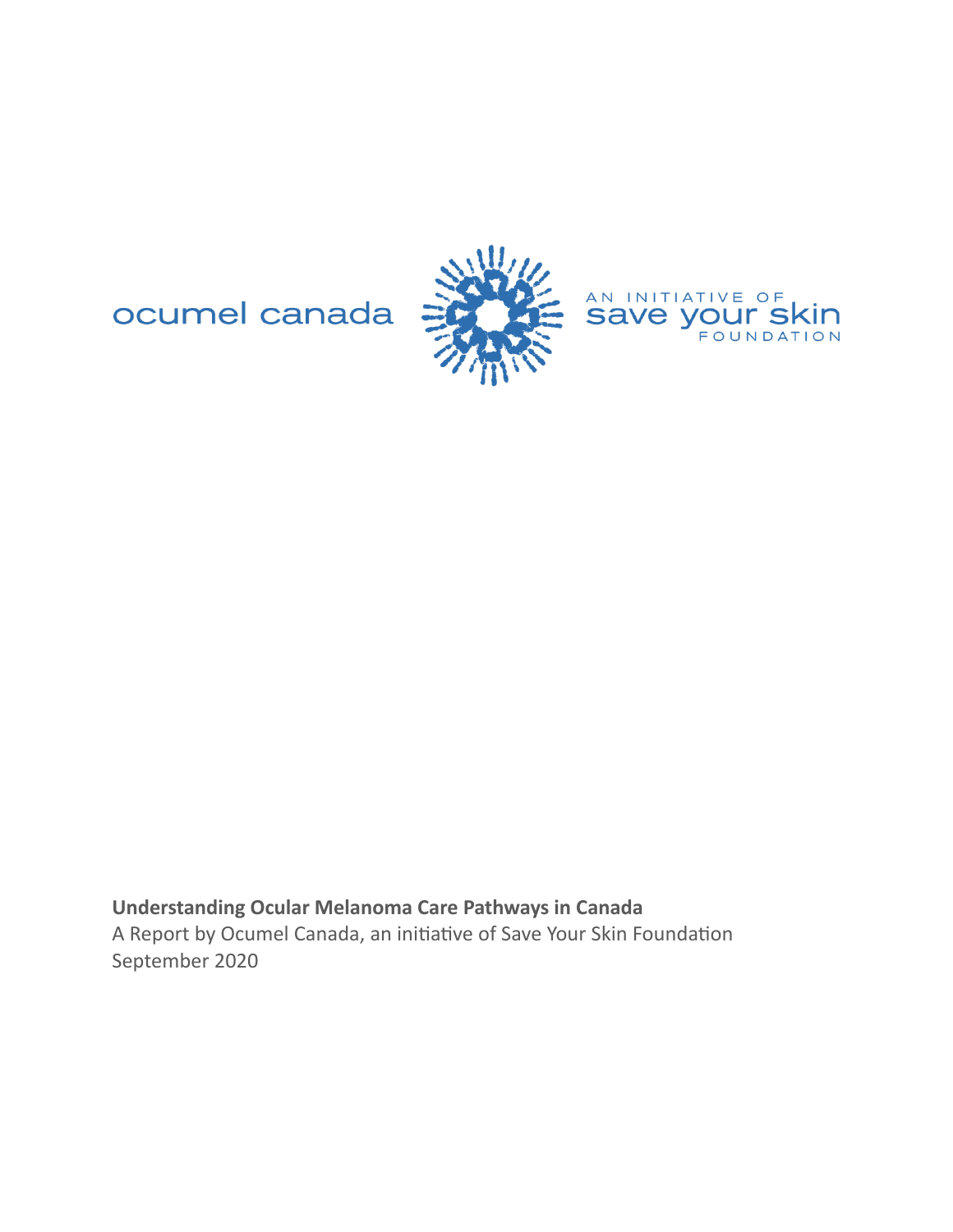ocumel canada

AN INITIATIVE OF save your skin FOUNDATION

**Understanding Ocular Melanoma Care Pathways in Canada**

A Report by Ocumel Canada, an initiative of Save Your Skin Foundation

September 2020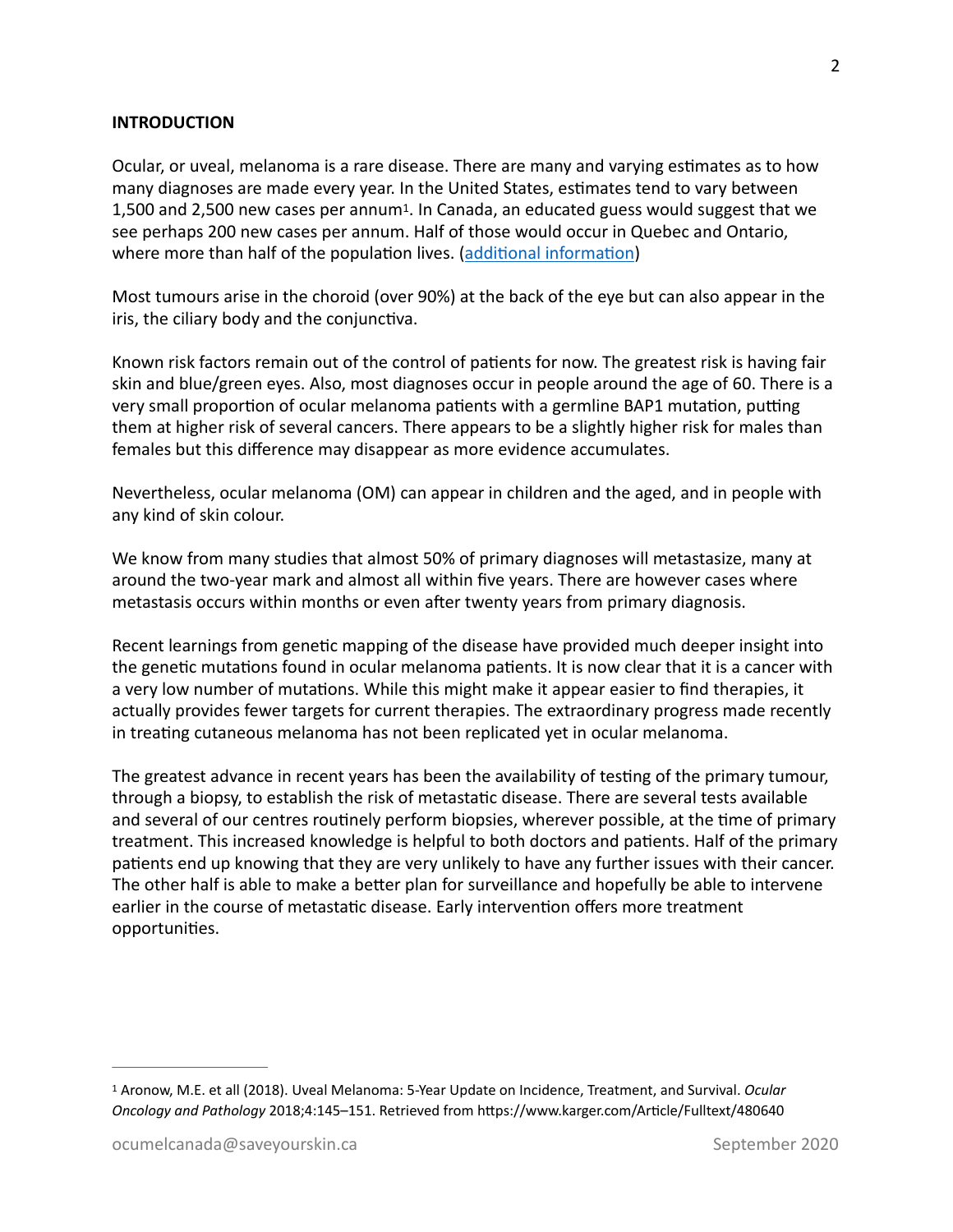**INTRODUCTION**

Ocular, or uveal, melanoma is a rare disease. There are many and varying estimates as to how many diagnoses are made every year. In the United States, estimates tend to vary between 1,500 and 2,500 new cases per annum[1]. In Canada, an educated guess would suggest that we see perhaps 200 new cases per annum. Half of those would occur in Quebec and Ontario, where more than half of the population lives. (additional information)

Most tumours arise in the choroid (over 90%) at the back of the eye but can also appear in the iris, the ciliary body and the conjunctiva.

Known risk factors remain out of the control of patients for now. The greatest risk is having fair skin and blue/green eyes. Also, most diagnoses occur in people around the age of 60. There is a very small proportion of ocular melanoma patients with a germline BAP1 mutation, putting them at higher risk of several cancers. There appears to be a slightly higher risk for males than females but this difference may disappear as more evidence accumulates.

Nevertheless, ocular melanoma (OM) can appear in children and the aged, and in people with any kind of skin colour.

We know from many studies that almost 50% of primary diagnoses will metastasize, many at around the two-year mark and almost all within five years. There are however cases where metastasis occurs within months or even after twenty years from primary diagnosis.

Recent learnings from genetic mapping of the disease have provided much deeper insight into the genetic mutations found in ocular melanoma patients. It is now clear that it is a cancer with a very low number of mutations. While this might make it appear easier to find therapies, it actually provides fewer targets for current therapies. The extraordinary progress made recently in treating cutaneous melanoma has not been replicated yet in ocular melanoma.

The greatest advance in recent years has been the availability of testing of the primary tumour, through a biopsy, to establish the risk of metastatic disease. There are several tests available and several of our centres routinely perform biopsies, wherever possible, at the time of primary treatment. This increased knowledge is helpful to both doctors and patients. Half of the primary patients end up knowing that they are very unlikely to have any further issues with their cancer. The other half is able to make a better plan for surveillance and hopefully be able to intervene earlier in the course of metastatic disease. Early intervention offers more treatment opportunities.

---

[1] Aronow, M.E. et all (2018). Uveal Melanoma: 5-Year Update on Incidence, Treatment, and Survival. *Ocular Oncology and Pathology* 2018;4:145–151. Retrieved from https://www.karger.com/Article/Fulltext/480640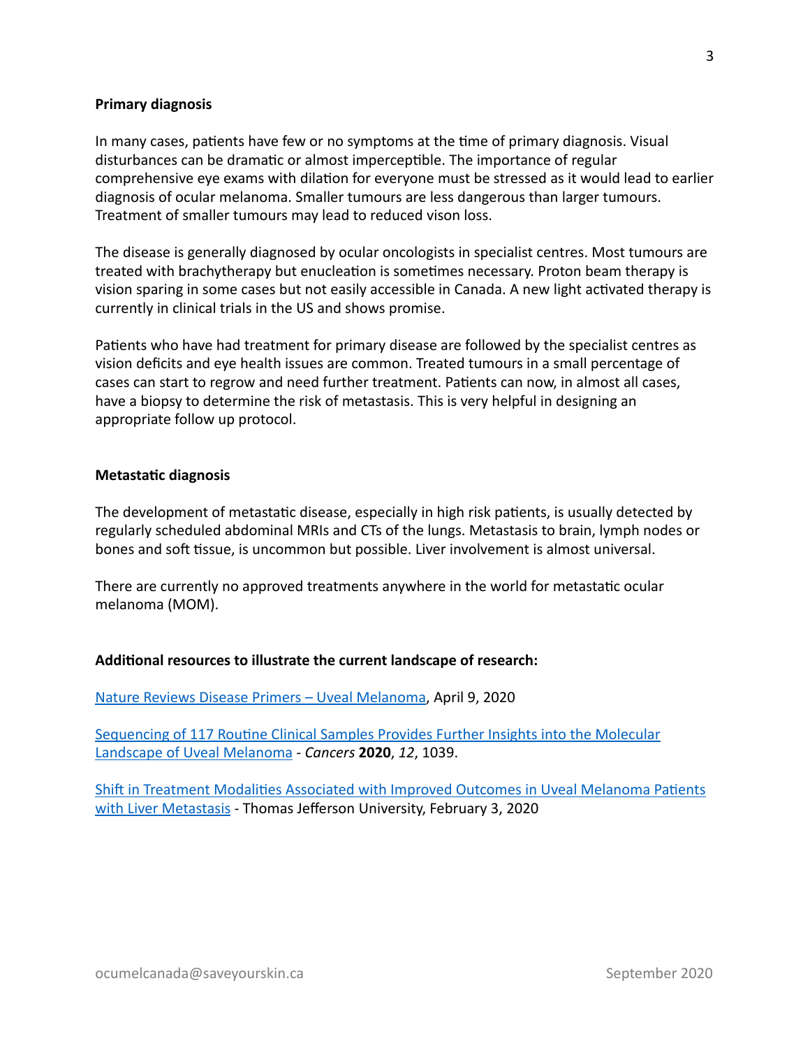**Primary diagnosis**

In many cases, patients have few or no symptoms at the time of primary diagnosis. Visual disturbances can be dramatic or almost imperceptible. The importance of regular comprehensive eye exams with dilation for everyone must be stressed as it would lead to earlier diagnosis of ocular melanoma. Smaller tumours are less dangerous than larger tumours. Treatment of smaller tumours may lead to reduced vison loss.

The disease is generally diagnosed by ocular oncologists in specialist centres. Most tumours are treated with brachytherapy but enucleation is sometimes necessary. Proton beam therapy is vision sparing in some cases but not easily accessible in Canada. A new light activated therapy is currently in clinical trials in the US and shows promise.

Patients who have had treatment for primary disease are followed by the specialist centres as vision deficits and eye health issues are common. Treated tumours in a small percentage of cases can start to regrow and need further treatment. Patients can now, in almost all cases, have a biopsy to determine the risk of metastasis. This is very helpful in designing an appropriate follow up protocol.

**Metastatic diagnosis**

The development of metastatic disease, especially in high risk patients, is usually detected by regularly scheduled abdominal MRIs and CTs of the lungs. Metastasis to brain, lymph nodes or bones and soft tissue, is uncommon but possible. Liver involvement is almost universal.

There are currently no approved treatments anywhere in the world for metastatic ocular melanoma (MOM).

**Additional resources to illustrate the current landscape of research:**

Nature Reviews Disease Primers – Uveal Melanoma, April 9, 2020

Sequencing of 117 Routine Clinical Samples Provides Further Insights into the Molecular Landscape of Uveal Melanoma - *Cancers* **2020**, *12*, 1039.

Shift in Treatment Modalities Associated with Improved Outcomes in Uveal Melanoma Patients with Liver Metastasis - Thomas Jefferson University, February 3, 2020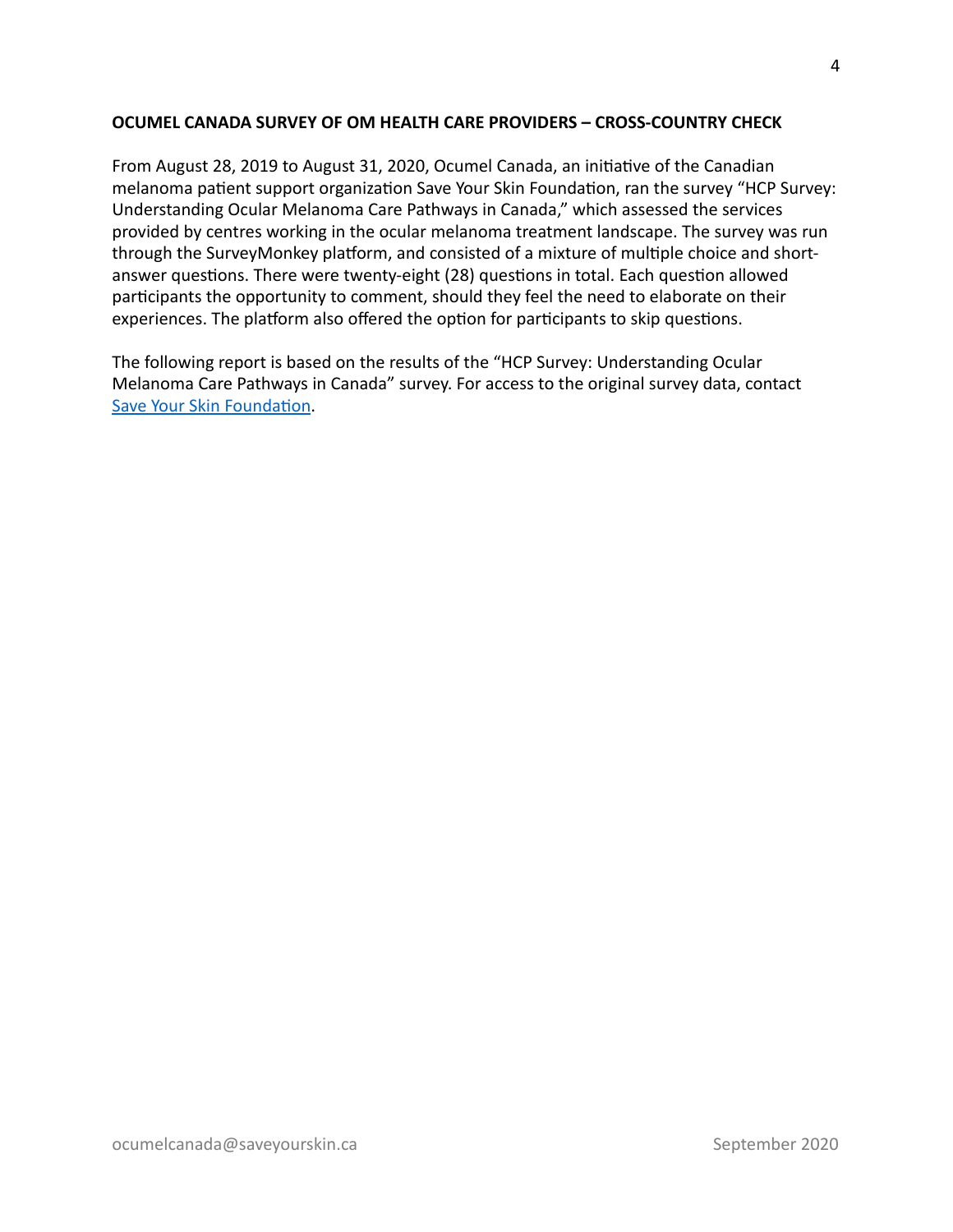## OCUMEL CANADA SURVEY OF OM HEALTH CARE PROVIDERS – CROSS-COUNTRY CHECK

From August 28, 2019 to August 31, 2020, Ocumel Canada, an initiative of the Canadian melanoma patient support organization Save Your Skin Foundation, ran the survey "HCP Survey: Understanding Ocular Melanoma Care Pathways in Canada," which assessed the services provided by centres working in the ocular melanoma treatment landscape. The survey was run through the SurveyMonkey platform, and consisted of a mixture of multiple choice and short-answer questions. There were twenty-eight (28) questions in total. Each question allowed participants the opportunity to comment, should they feel the need to elaborate on their experiences. The platform also offered the option for participants to skip questions.

The following report is based on the results of the "HCP Survey: Understanding Ocular Melanoma Care Pathways in Canada" survey. For access to the original survey data, contact Save Your Skin Foundation.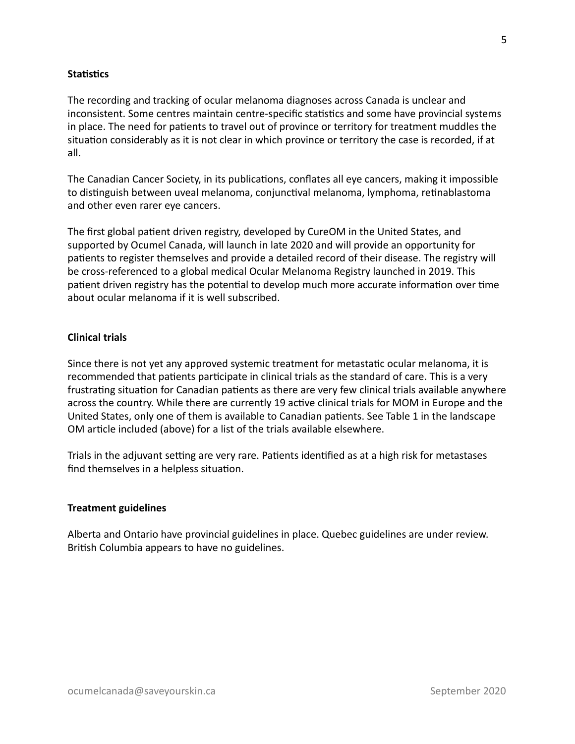**Statistics**

The recording and tracking of ocular melanoma diagnoses across Canada is unclear and inconsistent. Some centres maintain centre-specific statistics and some have provincial systems in place. The need for patients to travel out of province or territory for treatment muddles the situation considerably as it is not clear in which province or territory the case is recorded, if at all.

The Canadian Cancer Society, in its publications, conflates all eye cancers, making it impossible to distinguish between uveal melanoma, conjunctival melanoma, lymphoma, retinablastoma and other even rarer eye cancers.

The first global patient driven registry, developed by CureOM in the United States, and supported by Ocumel Canada, will launch in late 2020 and will provide an opportunity for patients to register themselves and provide a detailed record of their disease. The registry will be cross-referenced to a global medical Ocular Melanoma Registry launched in 2019. This patient driven registry has the potential to develop much more accurate information over time about ocular melanoma if it is well subscribed.

**Clinical trials**

Since there is not yet any approved systemic treatment for metastatic ocular melanoma, it is recommended that patients participate in clinical trials as the standard of care. This is a very frustrating situation for Canadian patients as there are very few clinical trials available anywhere across the country. While there are currently 19 active clinical trials for MOM in Europe and the United States, only one of them is available to Canadian patients. See Table 1 in the landscape OM article included (above) for a list of the trials available elsewhere.

Trials in the adjuvant setting are very rare. Patients identified as at a high risk for metastases find themselves in a helpless situation.

**Treatment guidelines**

Alberta and Ontario have provincial guidelines in place. Quebec guidelines are under review. British Columbia appears to have no guidelines.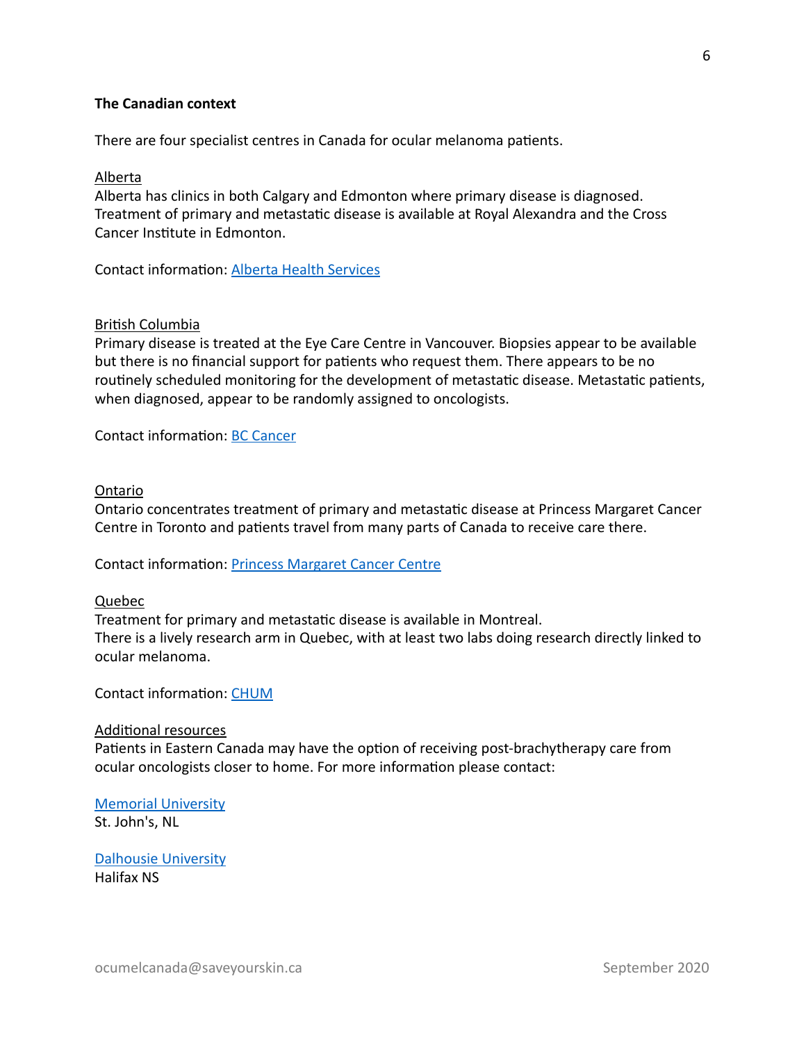## The Canadian context

There are four specialist centres in Canada for ocular melanoma patients.

### Alberta

Alberta has clinics in both Calgary and Edmonton where primary disease is diagnosed. Treatment of primary and metastatic disease is available at Royal Alexandra and the Cross Cancer Institute in Edmonton.

Contact information: Alberta Health Services

### British Columbia

Primary disease is treated at the Eye Care Centre in Vancouver. Biopsies appear to be available but there is no financial support for patients who request them. There appears to be no routinely scheduled monitoring for the development of metastatic disease. Metastatic patients, when diagnosed, appear to be randomly assigned to oncologists.

Contact information: BC Cancer

### Ontario

Ontario concentrates treatment of primary and metastatic disease at Princess Margaret Cancer Centre in Toronto and patients travel from many parts of Canada to receive care there.

Contact information: Princess Margaret Cancer Centre

### Quebec

Treatment for primary and metastatic disease is available in Montreal.
There is a lively research arm in Quebec, with at least two labs doing research directly linked to ocular melanoma.

Contact information: CHUM

### Additional resources

Patients in Eastern Canada may have the option of receiving post-brachytherapy care from ocular oncologists closer to home. For more information please contact:

Memorial University
St. John's, NL

Dalhousie University
Halifax NS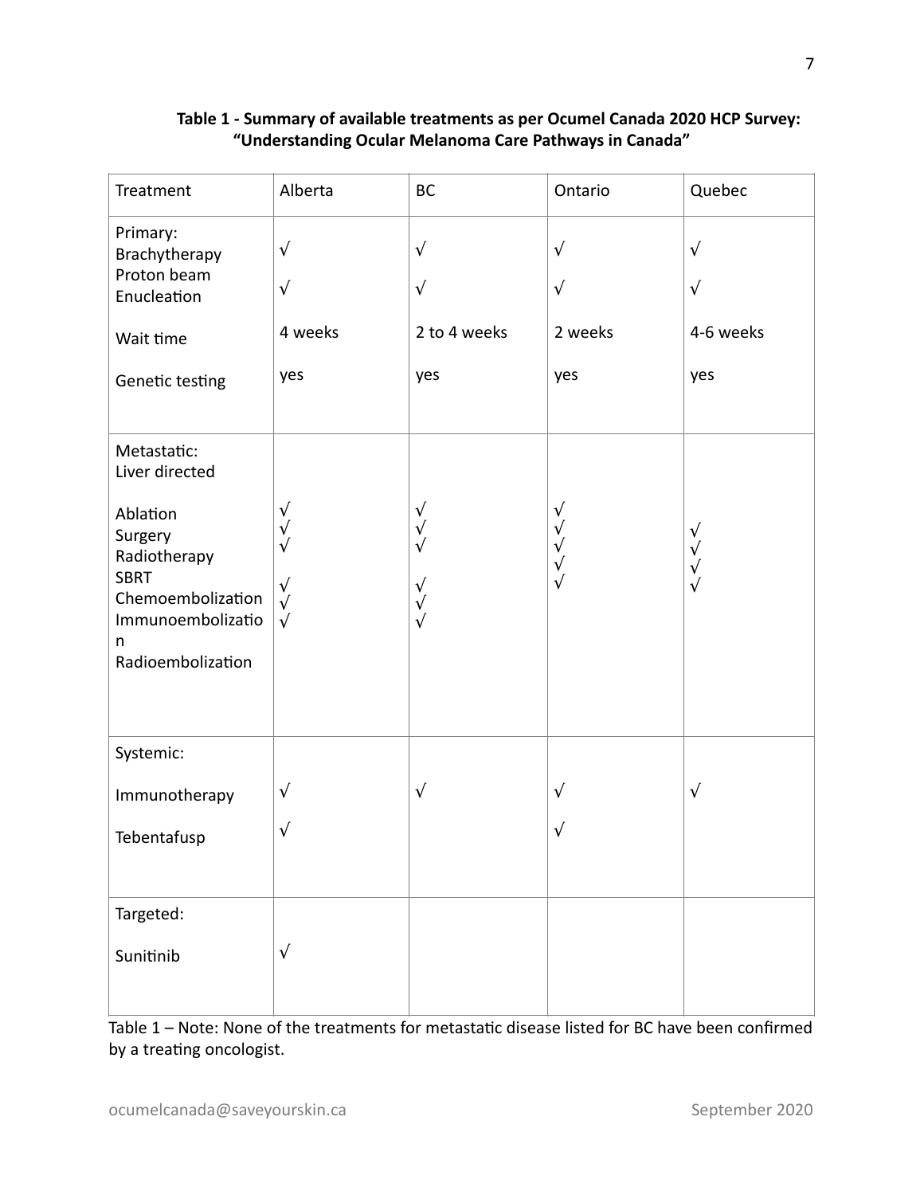**Table 1 - Summary of available treatments as per Ocumel Canada 2020 HCP Survey: "Understanding Ocular Melanoma Care Pathways in Canada"**

| Treatment | Alberta | BC | Ontario | Quebec |
|---|---|---|---|---|
| **Primary:** | | | | |
| Brachytherapy | √ | √ | √ | √ |
| Proton beam | | | | |
| Enucleation | √ | √ | √ | √ |
| Wait time | 4 weeks | 2 to 4 weeks | 2 weeks | 4-6 weeks |
| Genetic testing | yes | yes | yes | yes |
| **Metastatic:** | | | | |
| Liver directed | | | | |
| Ablation | √ | √ | √ | |
| Surgery | √ | √ | √ | √ |
| Radiotherapy | √ | √ | √ | √ |
| SBRT | √ | √ | √ | √ |
| Chemoembolization | √ | √ | √ | √ |
| Immunoembolization | √ | √ | | |
| Radioembolization | | | | |
| **Systemic:** | | | | |
| Immunotherapy | √ | √ | √ | √ |
| Tebentafusp | √ | | √ | |
| **Targeted:** | | | | |
| Sunitinib | √ | | | |

Table 1 – Note: None of the treatments for metastatic disease listed for BC have been confirmed by a treating oncologist.

ocumelcanada@saveyourskin.ca September 2020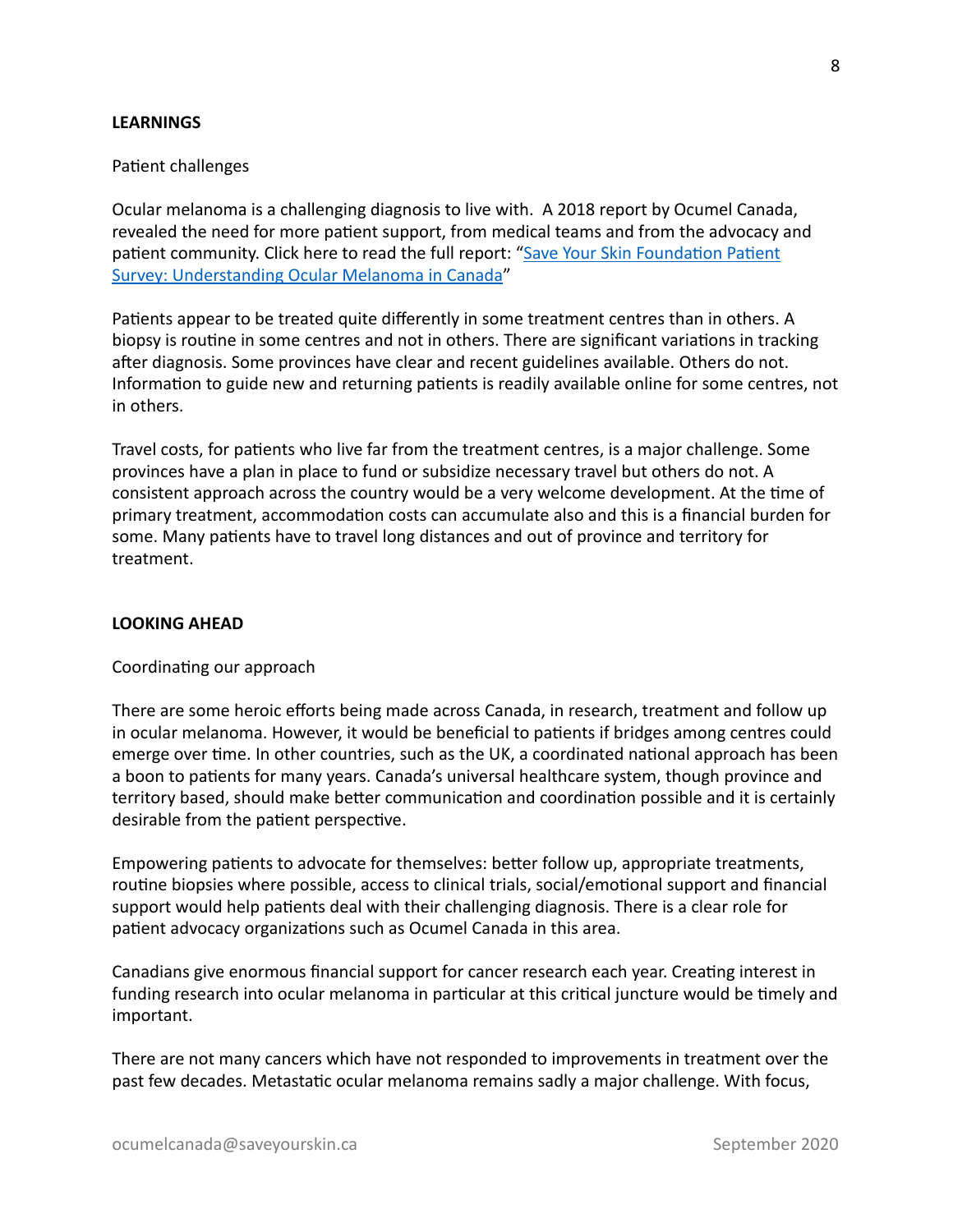## LEARNINGS

Patient challenges

Ocular melanoma is a challenging diagnosis to live with. A 2018 report by Ocumel Canada, revealed the need for more patient support, from medical teams and from the advocacy and patient community. Click here to read the full report: "[Save Your Skin Foundation Patient Survey: Understanding Ocular Melanoma in Canada]"

Patients appear to be treated quite differently in some treatment centres than in others. A biopsy is routine in some centres and not in others. There are significant variations in tracking after diagnosis. Some provinces have clear and recent guidelines available. Others do not. Information to guide new and returning patients is readily available online for some centres, not in others.

Travel costs, for patients who live far from the treatment centres, is a major challenge. Some provinces have a plan in place to fund or subsidize necessary travel but others do not. A consistent approach across the country would be a very welcome development. At the time of primary treatment, accommodation costs can accumulate also and this is a financial burden for some. Many patients have to travel long distances and out of province and territory for treatment.

## LOOKING AHEAD

Coordinating our approach

There are some heroic efforts being made across Canada, in research, treatment and follow up in ocular melanoma. However, it would be beneficial to patients if bridges among centres could emerge over time. In other countries, such as the UK, a coordinated national approach has been a boon to patients for many years. Canada's universal healthcare system, though province and territory based, should make better communication and coordination possible and it is certainly desirable from the patient perspective.

Empowering patients to advocate for themselves: better follow up, appropriate treatments, routine biopsies where possible, access to clinical trials, social/emotional support and financial support would help patients deal with their challenging diagnosis. There is a clear role for patient advocacy organizations such as Ocumel Canada in this area.

Canadians give enormous financial support for cancer research each year. Creating interest in funding research into ocular melanoma in particular at this critical juncture would be timely and important.

There are not many cancers which have not responded to improvements in treatment over the past few decades. Metastatic ocular melanoma remains sadly a major challenge. With focus,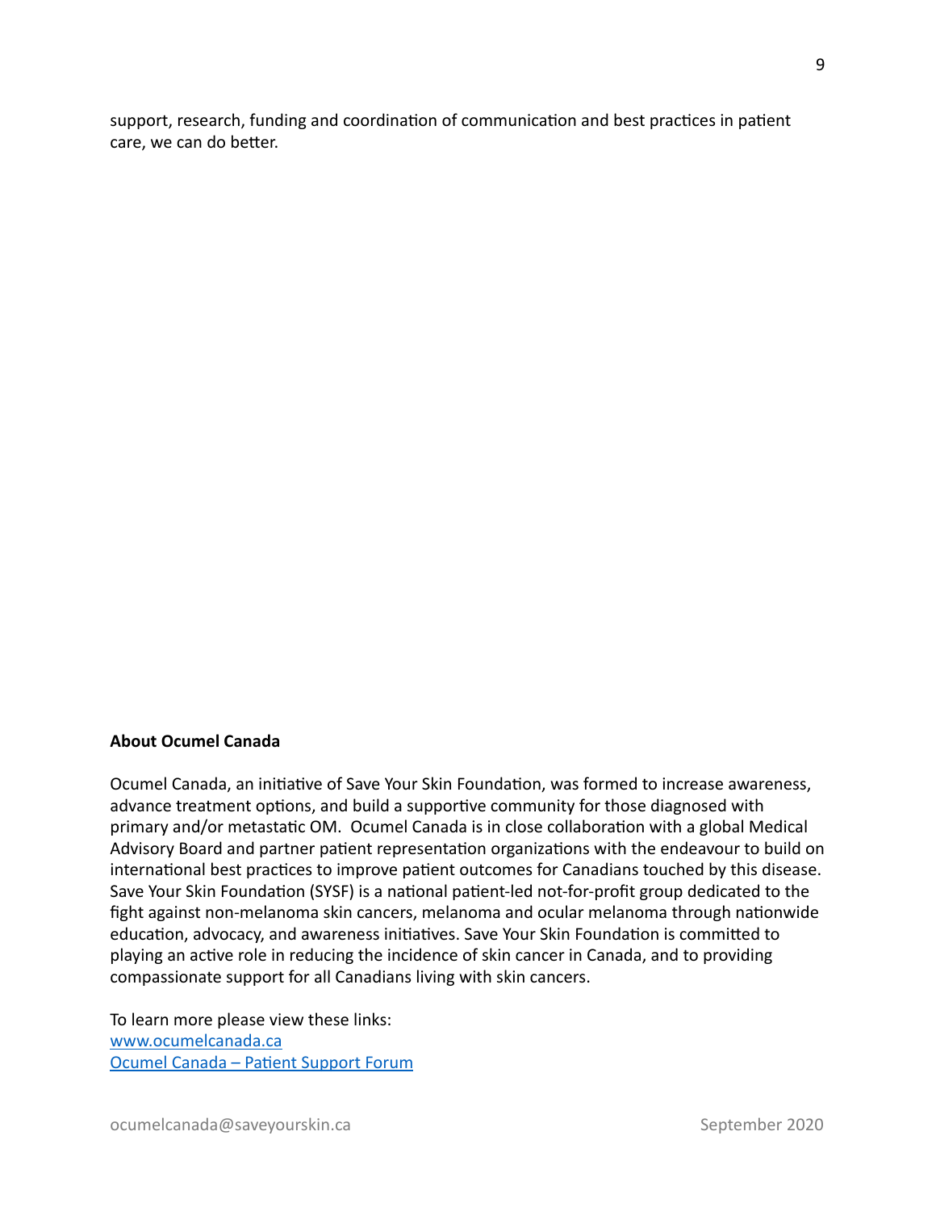support, research, funding and coordination of communication and best practices in patient care, we can do better.

**About Ocumel Canada**

Ocumel Canada, an initiative of Save Your Skin Foundation, was formed to increase awareness, advance treatment options, and build a supportive community for those diagnosed with primary and/or metastatic OM. Ocumel Canada is in close collaboration with a global Medical Advisory Board and partner patient representation organizations with the endeavour to build on international best practices to improve patient outcomes for Canadians touched by this disease. Save Your Skin Foundation (SYSF) is a national patient-led not-for-profit group dedicated to the fight against non-melanoma skin cancers, melanoma and ocular melanoma through nationwide education, advocacy, and awareness initiatives. Save Your Skin Foundation is committed to playing an active role in reducing the incidence of skin cancer in Canada, and to providing compassionate support for all Canadians living with skin cancers.

To learn more please view these links:
[www.ocumelcanada.ca](http://www.ocumelcanada.ca)
Ocumel Canada – Patient Support Forum

ocumelcanada@saveyourskin.ca

September 2020